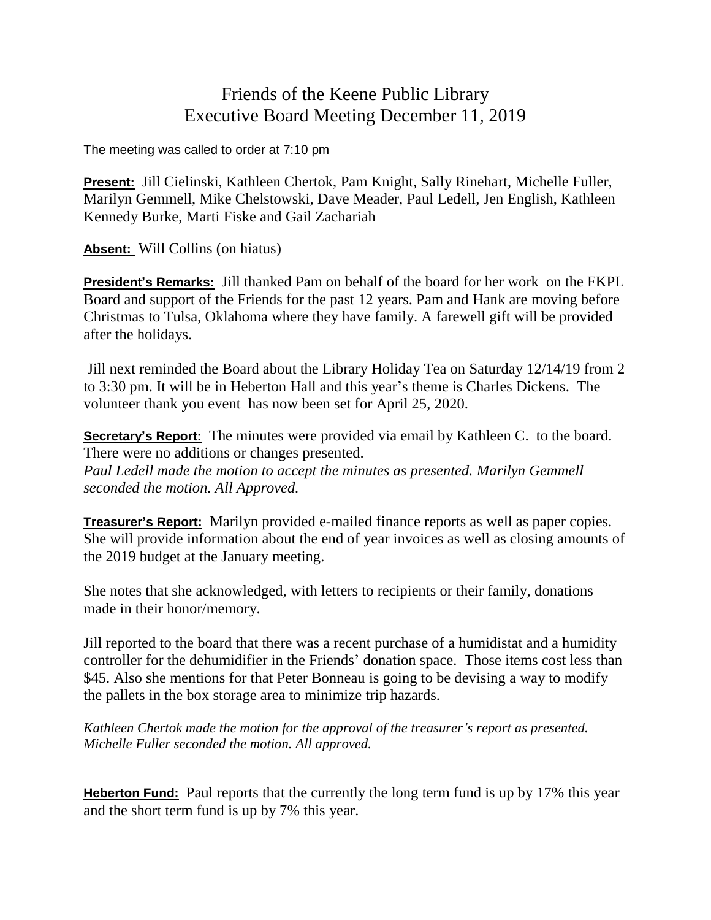# Friends of the Keene Public Library
# Executive Board Meeting December 11, 2019

The meeting was called to order at 7:10 pm

**Present:** Jill Cielinski, Kathleen Chertok, Pam Knight, Sally Rinehart, Michelle Fuller, Marilyn Gemmell, Mike Chelstowski, Dave Meader, Paul Ledell, Jen English, Kathleen Kennedy Burke, Marti Fiske and Gail Zachariah

**Absent:** Will Collins (on hiatus)

**President's Remarks:** Jill thanked Pam on behalf of the board for her work on the FKPL Board and support of the Friends for the past 12 years. Pam and Hank are moving before Christmas to Tulsa, Oklahoma where they have family. A farewell gift will be provided after the holidays.

Jill next reminded the Board about the Library Holiday Tea on Saturday 12/14/19 from 2 to 3:30 pm. It will be in Heberton Hall and this year's theme is Charles Dickens. The volunteer thank you event has now been set for April 25, 2020.

**Secretary's Report:** The minutes were provided via email by Kathleen C. to the board. There were no additions or changes presented.
*Paul Ledell made the motion to accept the minutes as presented. Marilyn Gemmell seconded the motion. All Approved.*

**Treasurer's Report:** Marilyn provided e-mailed finance reports as well as paper copies. She will provide information about the end of year invoices as well as closing amounts of the 2019 budget at the January meeting.

She notes that she acknowledged, with letters to recipients or their family, donations made in their honor/memory.

Jill reported to the board that there was a recent purchase of a humidistat and a humidity controller for the dehumidifier in the Friends' donation space. Those items cost less than $45. Also she mentions for that Peter Bonneau is going to be devising a way to modify the pallets in the box storage area to minimize trip hazards.

*Kathleen Chertok made the motion for the approval of the treasurer's report as presented. Michelle Fuller seconded the motion. All approved.*

**Heberton Fund:** Paul reports that the currently the long term fund is up by 17% this year and the short term fund is up by 7% this year.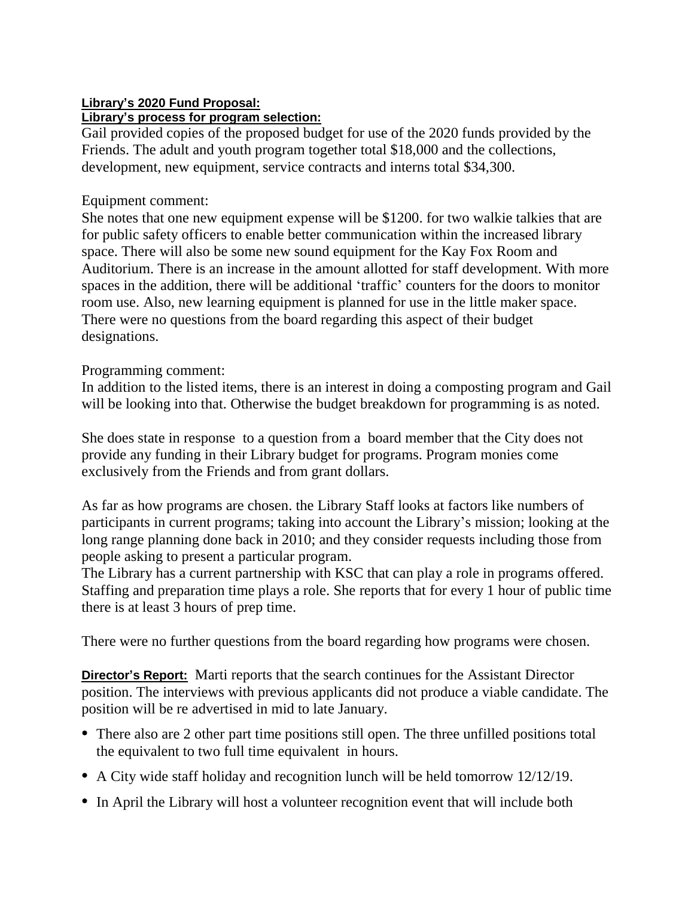**Library's 2020 Fund Proposal:**
**Library's process for program selection:**
Gail provided copies of the proposed budget for use of the 2020 funds provided by the Friends. The adult and youth program together total $18,000 and the collections, development, new equipment, service contracts and interns total $34,300.

Equipment comment:
She notes that one new equipment expense will be $1200. for two walkie talkies that are for public safety officers to enable better communication within the increased library space. There will also be some new sound equipment for the Kay Fox Room and Auditorium. There is an increase in the amount allotted for staff development. With more spaces in the addition, there will be additional 'traffic' counters for the doors to monitor room use. Also, new learning equipment is planned for use in the little maker space. There were no questions from the board regarding this aspect of their budget designations.

Programming comment:
In addition to the listed items, there is an interest in doing a composting program and Gail will be looking into that. Otherwise the budget breakdown for programming is as noted.

She does state in response to a question from a board member that the City does not provide any funding in their Library budget for programs. Program monies come exclusively from the Friends and from grant dollars.

As far as how programs are chosen. the Library Staff looks at factors like numbers of participants in current programs; taking into account the Library's mission; looking at the long range planning done back in 2010; and they consider requests including those from people asking to present a particular program.
The Library has a current partnership with KSC that can play a role in programs offered. Staffing and preparation time plays a role. She reports that for every 1 hour of public time there is at least 3 hours of prep time.

There were no further questions from the board regarding how programs were chosen.

**Director's Report:** Marti reports that the search continues for the Assistant Director position. The interviews with previous applicants did not produce a viable candidate. The position will be re advertised in mid to late January.

- There also are 2 other part time positions still open. The three unfilled positions total the equivalent to two full time equivalent in hours.
- A City wide staff holiday and recognition lunch will be held tomorrow 12/12/19.
- In April the Library will host a volunteer recognition event that will include both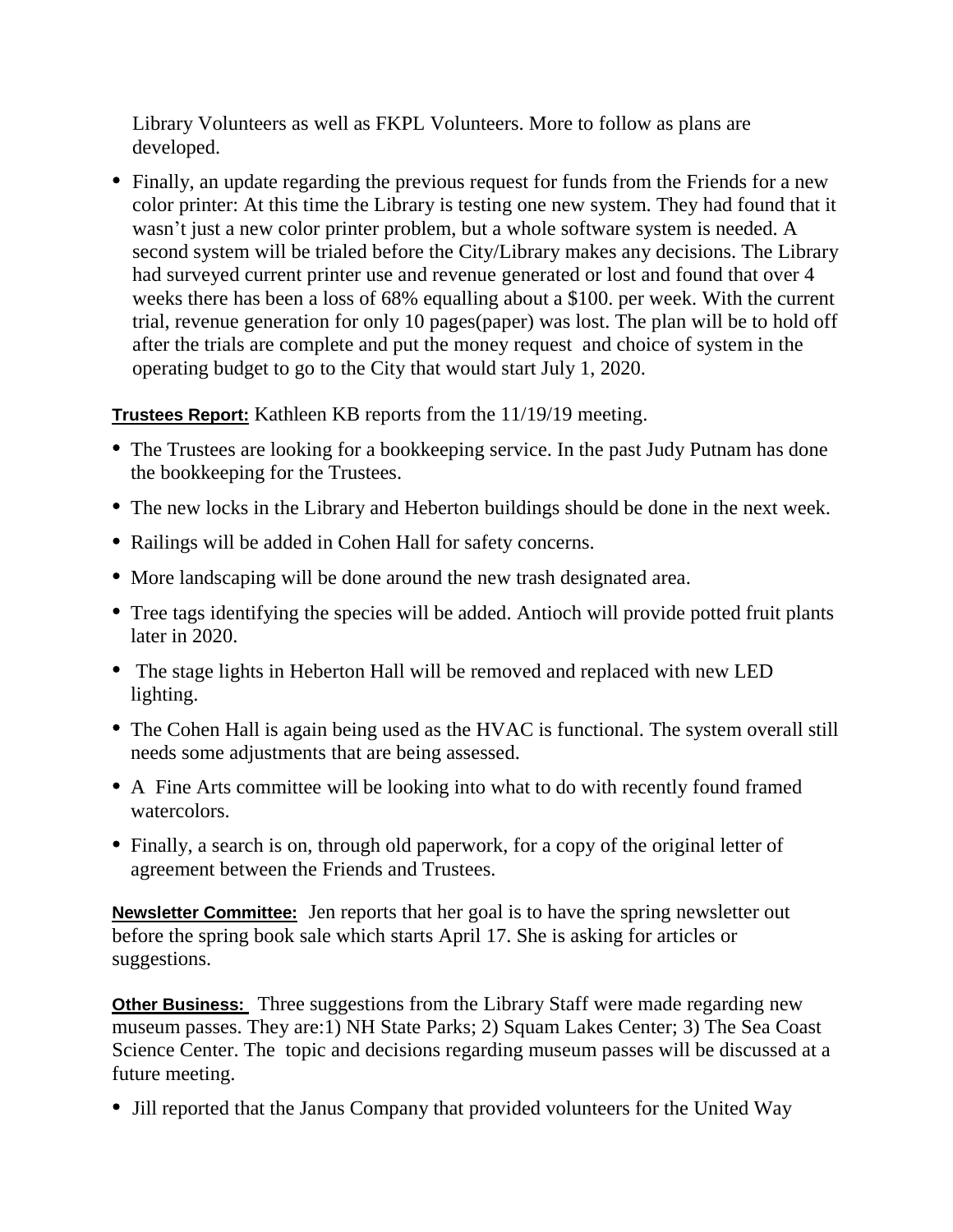Library Volunteers as well as FKPL Volunteers. More to follow as plans are developed.

- Finally, an update regarding the previous request for funds from the Friends for a new color printer: At this time the Library is testing one new system. They had found that it wasn't just a new color printer problem, but a whole software system is needed. A second system will be trialed before the City/Library makes any decisions. The Library had surveyed current printer use and revenue generated or lost and found that over 4 weeks there has been a loss of 68% equalling about a $100. per week. With the current trial, revenue generation for only 10 pages(paper) was lost. The plan will be to hold off after the trials are complete and put the money request and choice of system in the operating budget to go to the City that would start July 1, 2020.

**Trustees Report:** Kathleen KB reports from the 11/19/19 meeting.

- The Trustees are looking for a bookkeeping service. In the past Judy Putnam has done the bookkeeping for the Trustees.
- The new locks in the Library and Heberton buildings should be done in the next week.
- Railings will be added in Cohen Hall for safety concerns.
- More landscaping will be done around the new trash designated area.
- Tree tags identifying the species will be added. Antioch will provide potted fruit plants later in 2020.
- The stage lights in Heberton Hall will be removed and replaced with new LED lighting.
- The Cohen Hall is again being used as the HVAC is functional. The system overall still needs some adjustments that are being assessed.
- A Fine Arts committee will be looking into what to do with recently found framed watercolors.
- Finally, a search is on, through old paperwork, for a copy of the original letter of agreement between the Friends and Trustees.

**Newsletter Committee:** Jen reports that her goal is to have the spring newsletter out before the spring book sale which starts April 17. She is asking for articles or suggestions.

**Other Business:** Three suggestions from the Library Staff were made regarding new museum passes. They are:1) NH State Parks; 2) Squam Lakes Center; 3) The Sea Coast Science Center. The topic and decisions regarding museum passes will be discussed at a future meeting.

- Jill reported that the Janus Company that provided volunteers for the United Way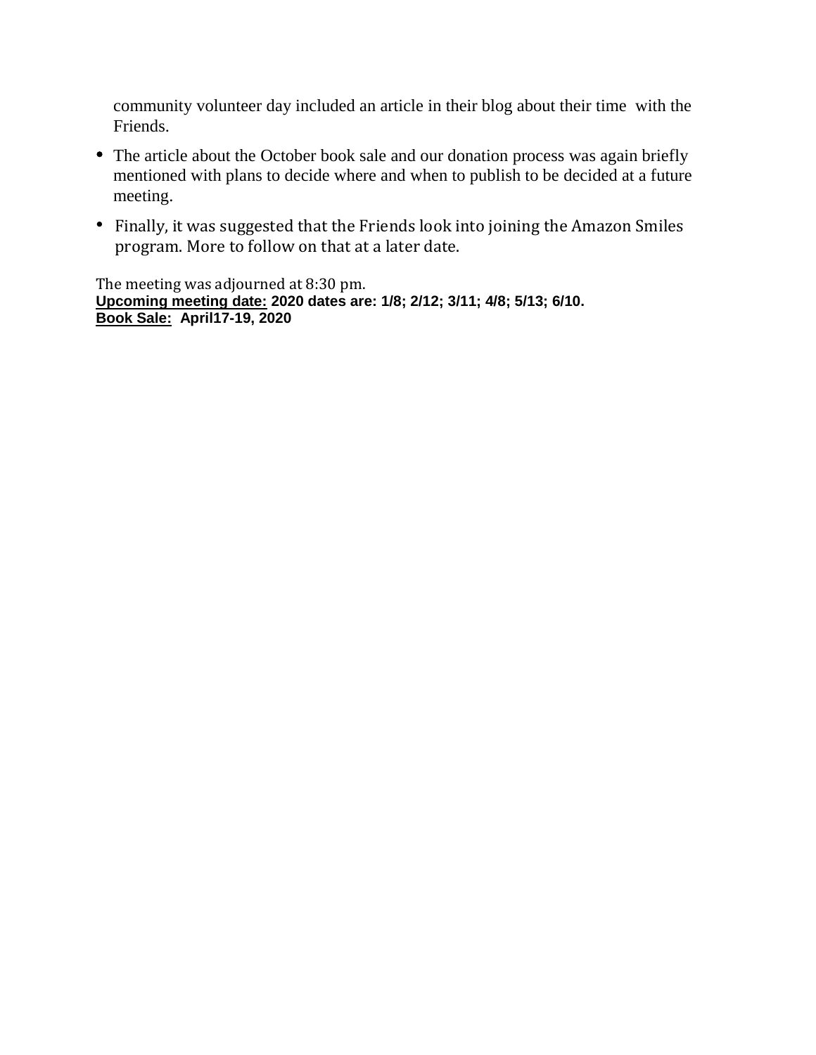community volunteer day included an article in their blog about their time with the Friends.

- The article about the October book sale and our donation process was again briefly mentioned with plans to decide where and when to publish to be decided at a future meeting.
- Finally, it was suggested that the Friends look into joining the Amazon Smiles program. More to follow on that at a later date.

The meeting was adjourned at 8:30 pm.
**Upcoming meeting date: 2020 dates are: 1/8; 2/12; 3/11; 4/8; 5/13; 6/10.**
**Book Sale: April17-19, 2020**